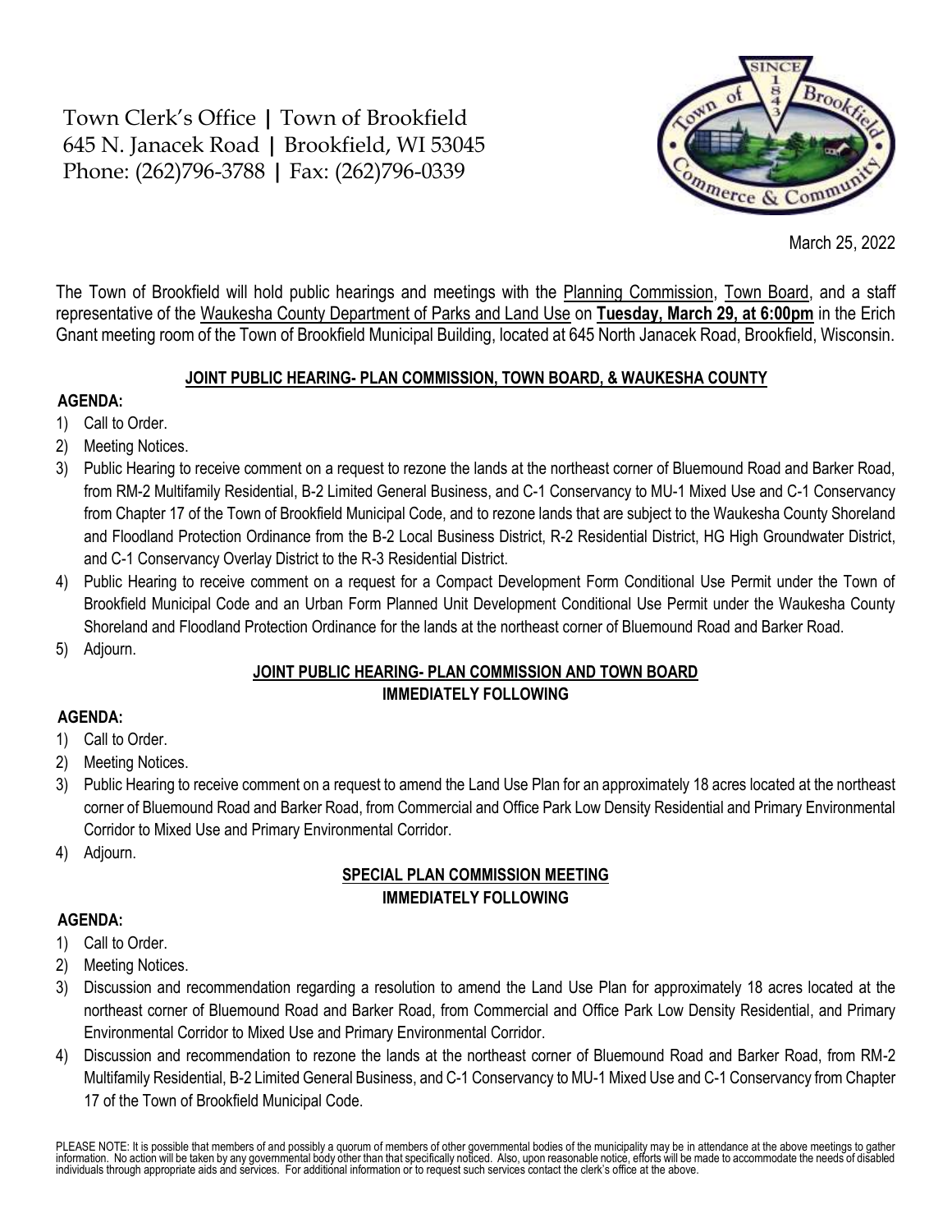Town Clerk's Office | Town of Brookfield
645 N. Janacek Road | Brookfield, WI 53045
Phone: (262)796-3788 | Fax: (262)796-0339

March 25, 2022

The Town of Brookfield will hold public hearings and meetings with the Planning Commission, Town Board, and a staff representative of the Waukesha County Department of Parks and Land Use on **Tuesday, March 29, at 6:00pm** in the Erich Gnant meeting room of the Town of Brookfield Municipal Building, located at 645 North Janacek Road, Brookfield, Wisconsin.

## JOINT PUBLIC HEARING- PLAN COMMISSION, TOWN BOARD, & WAUKESHA COUNTY

**AGENDA:**

1) Call to Order.
2) Meeting Notices.
3) Public Hearing to receive comment on a request to rezone the lands at the northeast corner of Bluemound Road and Barker Road, from RM-2 Multifamily Residential, B-2 Limited General Business, and C-1 Conservancy to MU-1 Mixed Use and C-1 Conservancy from Chapter 17 of the Town of Brookfield Municipal Code, and to rezone lands that are subject to the Waukesha County Shoreland and Floodland Protection Ordinance from the B-2 Local Business District, R-2 Residential District, HG High Groundwater District, and C-1 Conservancy Overlay District to the R-3 Residential District.
4) Public Hearing to receive comment on a request for a Compact Development Form Conditional Use Permit under the Town of Brookfield Municipal Code and an Urban Form Planned Unit Development Conditional Use Permit under the Waukesha County Shoreland and Floodland Protection Ordinance for the lands at the northeast corner of Bluemound Road and Barker Road.
5) Adjourn.

## JOINT PUBLIC HEARING- PLAN COMMISSION AND TOWN BOARD IMMEDIATELY FOLLOWING

**AGENDA:**

1) Call to Order.
2) Meeting Notices.
3) Public Hearing to receive comment on a request to amend the Land Use Plan for an approximately 18 acres located at the northeast corner of Bluemound Road and Barker Road, from Commercial and Office Park Low Density Residential and Primary Environmental Corridor to Mixed Use and Primary Environmental Corridor.
4) Adjourn.

## SPECIAL PLAN COMMISSION MEETING IMMEDIATELY FOLLOWING

**AGENDA:**

1) Call to Order.
2) Meeting Notices.
3) Discussion and recommendation regarding a resolution to amend the Land Use Plan for approximately 18 acres located at the northeast corner of Bluemound Road and Barker Road, from Commercial and Office Park Low Density Residential, and Primary Environmental Corridor to Mixed Use and Primary Environmental Corridor.
4) Discussion and recommendation to rezone the lands at the northeast corner of Bluemound Road and Barker Road, from RM-2 Multifamily Residential, B-2 Limited General Business, and C-1 Conservancy to MU-1 Mixed Use and C-1 Conservancy from Chapter 17 of the Town of Brookfield Municipal Code.

PLEASE NOTE: It is possible that members of and possibly a quorum of members of other governmental bodies of the municipality may be in attendance at the above meetings to gather information. No action will be taken by any governmental body other than that specifically noticed. Also, upon reasonable notice, efforts will be made to accommodate the needs of disabled individuals through appropriate aids and services. For additional information or to request such services contact the clerk's office at the above.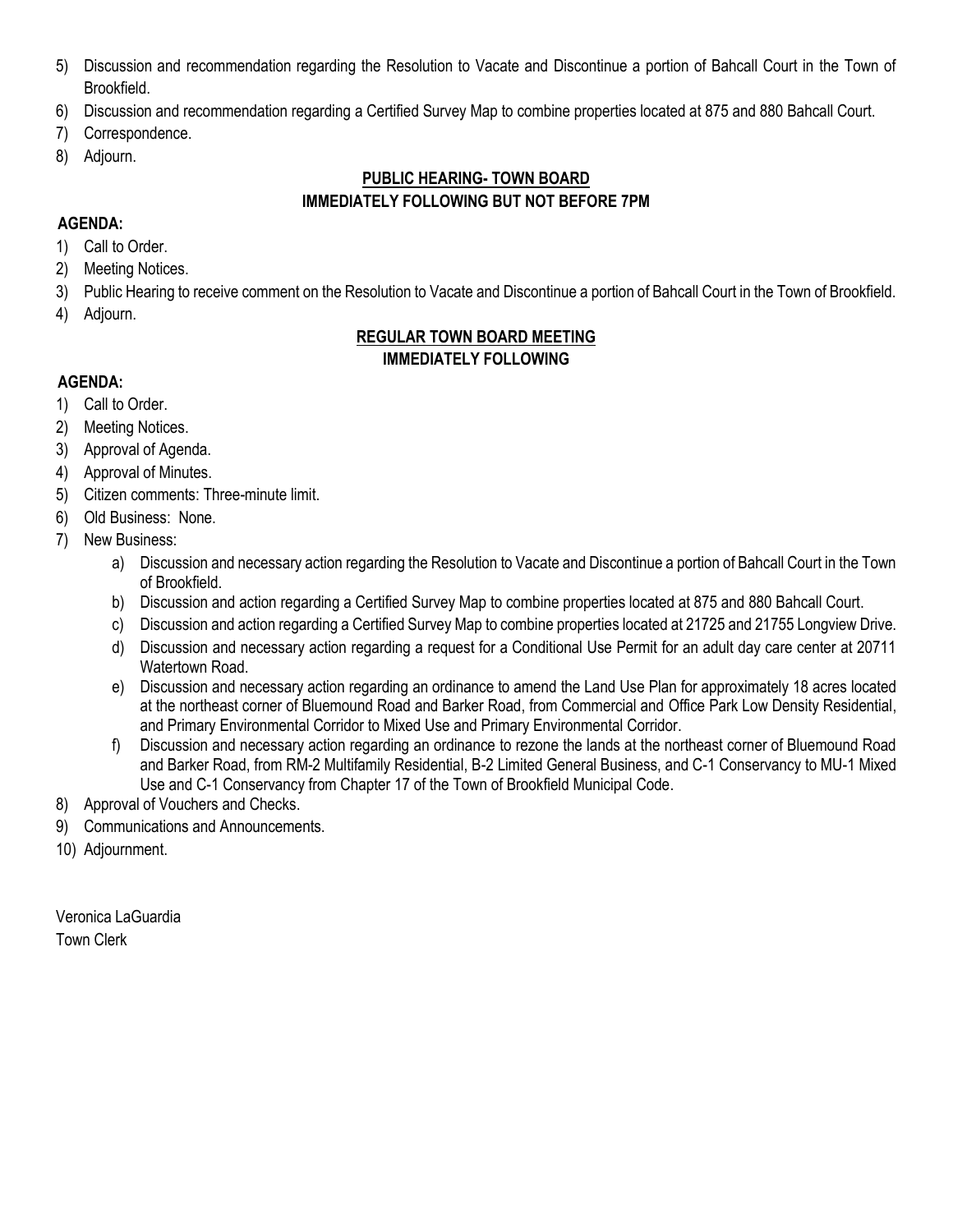5) Discussion and recommendation regarding the Resolution to Vacate and Discontinue a portion of Bahcall Court in the Town of Brookfield.
6) Discussion and recommendation regarding a Certified Survey Map to combine properties located at 875 and 880 Bahcall Court.
7) Correspondence.
8) Adjourn.

## PUBLIC HEARING- TOWN BOARD
### IMMEDIATELY FOLLOWING BUT NOT BEFORE 7PM

**AGENDA:**

1) Call to Order.
2) Meeting Notices.
3) Public Hearing to receive comment on the Resolution to Vacate and Discontinue a portion of Bahcall Court in the Town of Brookfield.
4) Adjourn.

## REGULAR TOWN BOARD MEETING
### IMMEDIATELY FOLLOWING

**AGENDA:**

1) Call to Order.
2) Meeting Notices.
3) Approval of Agenda.
4) Approval of Minutes.
5) Citizen comments: Three-minute limit.
6) Old Business: None.
7) New Business:
   a) Discussion and necessary action regarding the Resolution to Vacate and Discontinue a portion of Bahcall Court in the Town of Brookfield.
   b) Discussion and action regarding a Certified Survey Map to combine properties located at 875 and 880 Bahcall Court.
   c) Discussion and action regarding a Certified Survey Map to combine properties located at 21725 and 21755 Longview Drive.
   d) Discussion and necessary action regarding a request for a Conditional Use Permit for an adult day care center at 20711 Watertown Road.
   e) Discussion and necessary action regarding an ordinance to amend the Land Use Plan for approximately 18 acres located at the northeast corner of Bluemound Road and Barker Road, from Commercial and Office Park Low Density Residential, and Primary Environmental Corridor to Mixed Use and Primary Environmental Corridor.
   f) Discussion and necessary action regarding an ordinance to rezone the lands at the northeast corner of Bluemound Road and Barker Road, from RM-2 Multifamily Residential, B-2 Limited General Business, and C-1 Conservancy to MU-1 Mixed Use and C-1 Conservancy from Chapter 17 of the Town of Brookfield Municipal Code.
8) Approval of Vouchers and Checks.
9) Communications and Announcements.
10) Adjournment.

Veronica LaGuardia
Town Clerk